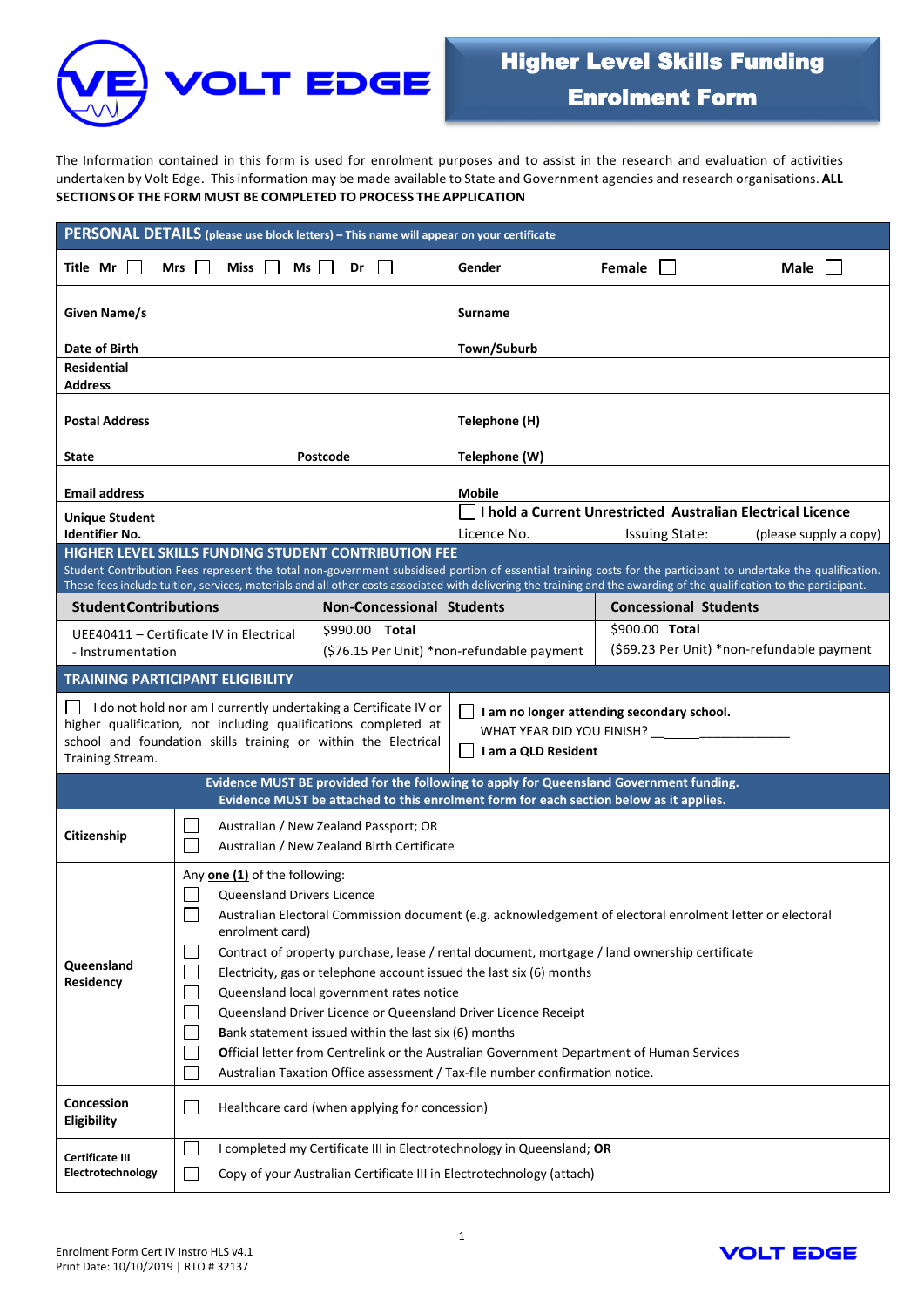# VOLT EDGE

## Higher Level Skills Funding Enrolment Form

The Information contained in this form is used for enrolment purposes and to assist in the research and evaluation of activities undertaken by Volt Edge. This information may be made available to State and Government agencies and research organisations. **ALL SECTIONS OF THE FORM MUST BE COMPLETED TO PROCESS THE APPLICATION**

### PERSONAL DETAILS (please use block letters) – This name will appear on your certificate

| | | | |
|---|---|---|---|
| **Title** **Mr** ☐ **Mrs** ☐ **Miss** ☐ **Ms** ☐ **Dr** ☐ | | **Gender** | **Female** ☐ **Male** ☐ |
| **Given Name/s** | | **Surname** | |
| **Date of Birth** | | **Town/Suburb** | |
| **Residential Address** | | | |
| **Postal Address** | | **Telephone (H)** | |
| **State** | **Postcode** | **Telephone (W)** | |
| **Email address** | | **Mobile** | |
| **Unique Student Identifier No.** | | ☐ **I hold a Current Unrestricted Australian Electrical Licence** Licence No. Issuing State: (please supply a copy) | |

### HIGHER LEVEL SKILLS FUNDING STUDENT CONTRIBUTION FEE

Student Contribution Fees represent the total non-government subsidised portion of essential training costs for the participant to undertake the qualification. These fees include tuition, services, materials and all other costs associated with delivering the training and the awarding of the qualification to the participant.

| **Student Contributions** | **Non-Concessional Students** | **Concessional Students** |
|---|---|---|
| UEE40411 – Certificate IV in Electrical - Instrumentation | $990.00 **Total** ($76.15 Per Unit) *non-refundable payment | $900.00 **Total** ($69.23 Per Unit) *non-refundable payment |

### TRAINING PARTICIPANT ELIGIBILITY

| | |
|---|---|
| ☐ I do not hold nor am I currently undertaking a Certificate IV or higher qualification, not including qualifications completed at school and foundation skills training or within the Electrical Training Stream. | ☐ **I am no longer attending secondary school.** WHAT YEAR DID YOU FINISH? ____________________ ☐ **I am a QLD Resident** |

**Evidence MUST BE provided for the following to apply for Queensland Government funding. Evidence MUST be attached to this enrolment form for each section below as it applies.**

| | |
|---|---|
| **Citizenship** | ☐ Australian / New Zealand Passport; OR<br>☐ Australian / New Zealand Birth Certificate |
| **Queensland Residency** | Any **one (1)** of the following:<br>☐ Queensland Drivers Licence<br>☐ Australian Electoral Commission document (e.g. acknowledgement of electoral enrolment letter or electoral enrolment card)<br>☐ Contract of property purchase, lease / rental document, mortgage / land ownership certificate<br>☐ Electricity, gas or telephone account issued the last six (6) months<br>☐ Queensland local government rates notice<br>☐ Queensland Driver Licence or Queensland Driver Licence Receipt<br>☐ Bank statement issued within the last six (6) months<br>☐ Official letter from Centrelink or the Australian Government Department of Human Services<br>☐ Australian Taxation Office assessment / Tax-file number confirmation notice. |
| **Concession Eligibility** | ☐ Healthcare card (when applying for concession) |
| **Certificate III Electrotechnology** | ☐ I completed my Certificate III in Electrotechnology in Queensland; **OR**<br>☐ Copy of your Australian Certificate III in Electrotechnology (attach) |

Enrolment Form Cert IV Instro HLS v4.1
Print Date: 10/10/2019 | RTO # 32137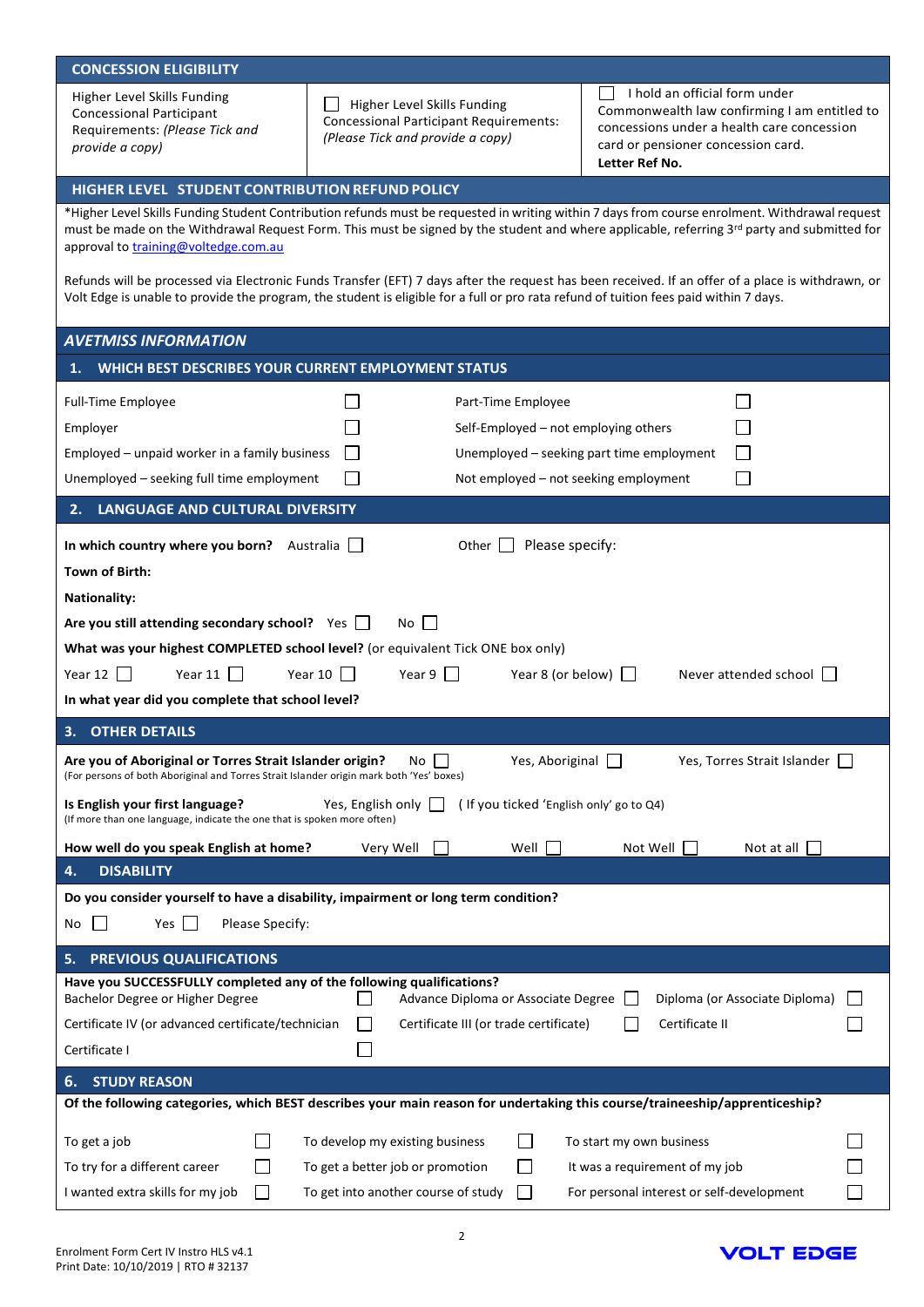## CONCESSION ELIGIBILITY

| Higher Level Skills Funding Concessional Participant Requirements: *(Please Tick and provide a copy)* | ☐ Higher Level Skills Funding Concessional Participant Requirements: *(Please Tick and provide a copy)* | ☐ I hold an official form under Commonwealth law confirming I am entitled to concessions under a health care concession card or pensioner concession card. **Letter Ref No.** |
|---|---|---|

## HIGHER LEVEL STUDENT CONTRIBUTION REFUND POLICY

*Higher Level Skills Funding Student Contribution refunds must be requested in writing within 7 days from course enrolment. Withdrawal request must be made on the Withdrawal Request Form. This must be signed by the student and where applicable, referring 3rd party and submitted for approval to training@voltedge.com.au

Refunds will be processed via Electronic Funds Transfer (EFT) 7 days after the request has been received. If an offer of a place is withdrawn, or Volt Edge is unable to provide the program, the student is eligible for a full or pro rata refund of tuition fees paid within 7 days.

## *AVETMISS INFORMATION*

### 1. WHICH BEST DESCRIBES YOUR CURRENT EMPLOYMENT STATUS

| | | | |
|---|---|---|---|
| Full-Time Employee | ☐ | Part-Time Employee | ☐ |
| Employer | ☐ | Self-Employed – not employing others | ☐ |
| Employed – unpaid worker in a family business | ☐ | Unemployed – seeking part time employment | ☐ |
| Unemployed – seeking full time employment | ☐ | Not employed – not seeking employment | ☐ |

### 2. LANGUAGE AND CULTURAL DIVERSITY

**In which country where you born?** Australia ☐ Other ☐ Please specify:

**Town of Birth:**

**Nationality:**

**Are you still attending secondary school?** Yes ☐ No ☐

**What was your highest COMPLETED school level?** (or equivalent Tick ONE box only)

Year 12 ☐ Year 11 ☐ Year 10 ☐ Year 9 ☐ Year 8 (or below) ☐ Never attended school ☐

**In what year did you complete that school level?**

### 3. OTHER DETAILS

**Are you of Aboriginal or Torres Strait Islander origin?** No ☐ Yes, Aboriginal ☐ Yes, Torres Strait Islander ☐
(For persons of both Aboriginal and Torres Strait Islander origin mark both 'Yes' boxes)

**Is English your first language?** Yes, English only ☐ ( If you ticked 'English only' go to Q4)
(If more than one language, indicate the one that is spoken more often)

**How well do you speak English at home?** Very Well ☐ Well ☐ Not Well ☐ Not at all ☐

### 4. DISABILITY

**Do you consider yourself to have a disability, impairment or long term condition?**

No ☐ Yes ☐ Please Specify:

### 5. PREVIOUS QUALIFICATIONS

**Have you SUCCESSFULLY completed any of the following qualifications?**

| | | | | | |
|---|---|---|---|---|---|
| Bachelor Degree or Higher Degree | ☐ | Advance Diploma or Associate Degree | ☐ | Diploma (or Associate Diploma) | ☐ |
| Certificate IV (or advanced certificate/technician | ☐ | Certificate III (or trade certificate) | ☐ | Certificate II | ☐ |
| Certificate I | ☐ | | | | |

### 6. STUDY REASON

**Of the following categories, which BEST describes your main reason for undertaking this course/traineeship/apprenticeship?**

| | | | | | |
|---|---|---|---|---|---|
| To get a job | ☐ | To develop my existing business | ☐ | To start my own business | ☐ |
| To try for a different career | ☐ | To get a better job or promotion | ☐ | It was a requirement of my job | ☐ |
| I wanted extra skills for my job | ☐ | To get into another course of study | ☐ | For personal interest or self-development | ☐ |

Enrolment Form Cert IV Instro HLS v4.1
Print Date: 10/10/2019 | RTO # 32137

VOLT EDGE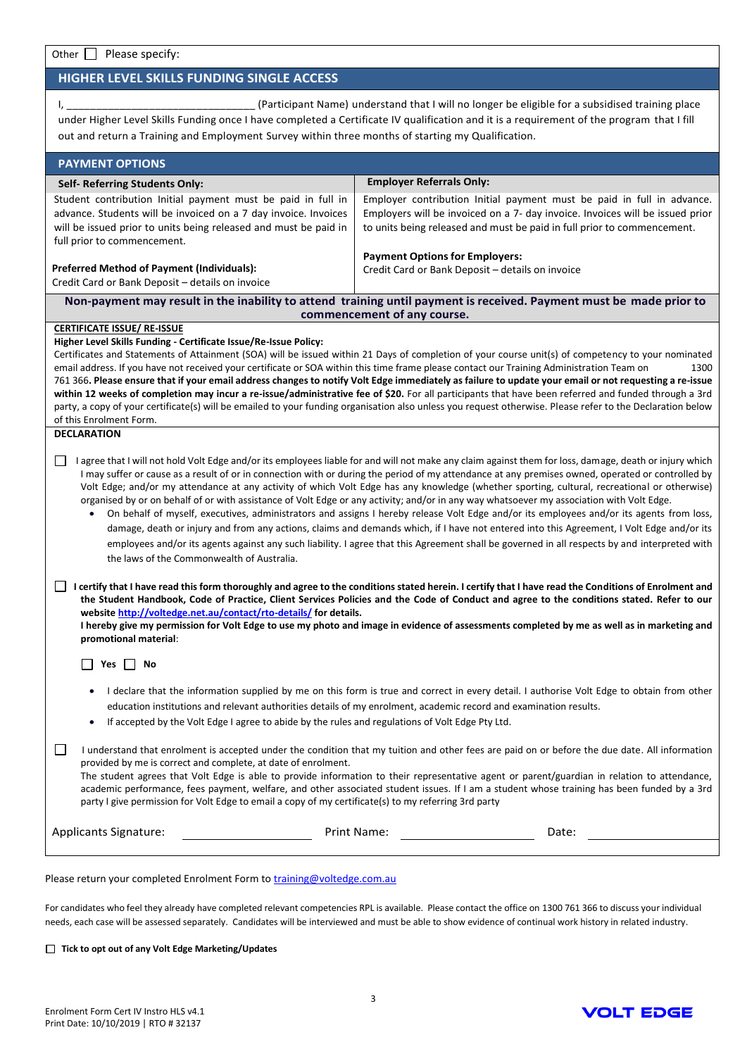Other ☐ Please specify:

## HIGHER LEVEL SKILLS FUNDING SINGLE ACCESS

I, ________________________________ (Participant Name) understand that I will no longer be eligible for a subsidised training place under Higher Level Skills Funding once I have completed a Certificate IV qualification and it is a requirement of the program that I fill out and return a Training and Employment Survey within three months of starting my Qualification.

## PAYMENT OPTIONS

| Self- Referring Students Only: | Employer Referrals Only: |
|---|---|
| Student contribution Initial payment must be paid in full in advance. Students will be invoiced on a 7 day invoice. Invoices will be issued prior to units being released and must be paid in full prior to commencement. | Employer contribution Initial payment must be paid in full in advance. Employers will be invoiced on a 7- day invoice. Invoices will be issued prior to units being released and must be paid in full prior to commencement. |
| **Preferred Method of Payment (Individuals):** Credit Card or Bank Deposit – details on invoice | **Payment Options for Employers:** Credit Card or Bank Deposit – details on invoice |

**Non-payment may result in the inability to attend training until payment is received. Payment must be made prior to commencement of any course.**

**CERTIFICATE ISSUE/ RE-ISSUE**

**Higher Level Skills Funding - Certificate Issue/Re-Issue Policy:**

Certificates and Statements of Attainment (SOA) will be issued within 21 Days of completion of your course unit(s) of competency to your nominated email address. If you have not received your certificate or SOA within this time frame please contact our Training Administration Team on 1300 761 366. **Please ensure that if your email address changes to notify Volt Edge immediately as failure to update your email or not requesting a re-issue within 12 weeks of completion may incur a re-issue/administrative fee of $20.** For all participants that have been referred and funded through a 3rd party, a copy of your certificate(s) will be emailed to your funding organisation also unless you request otherwise. Please refer to the Declaration below of this Enrolment Form.

**DECLARATION**

☐ I agree that I will not hold Volt Edge and/or its employees liable for and will not make any claim against them for loss, damage, death or injury which I may suffer or cause as a result of or in connection with or during the period of my attendance at any premises owned, operated or controlled by Volt Edge; and/or my attendance at any activity of which Volt Edge has any knowledge (whether sporting, cultural, recreational or otherwise) organised by or on behalf of or with assistance of Volt Edge or any activity; and/or in any way whatsoever my association with Volt Edge.

- On behalf of myself, executives, administrators and assigns I hereby release Volt Edge and/or its employees and/or its agents from loss, damage, death or injury and from any actions, claims and demands which, if I have not entered into this Agreement, I Volt Edge and/or its employees and/or its agents against any such liability. I agree that this Agreement shall be governed in all respects by and interpreted with the laws of the Commonwealth of Australia.

☐ **I certify that I have read this form thoroughly and agree to the conditions stated herein. I certify that I have read the Conditions of Enrolment and the Student Handbook, Code of Practice, Client Services Policies and the Code of Conduct and agree to the conditions stated. Refer to our website [http://voltedge.net.au/contact/rto-details/](http://voltedge.net.au/contact/rto-details/) for details.**
**I hereby give my permission for Volt Edge to use my photo and image in evidence of assessments completed by me as well as in marketing and promotional material**:

☐ **Yes** ☐ **No**

- I declare that the information supplied by me on this form is true and correct in every detail. I authorise Volt Edge to obtain from other education institutions and relevant authorities details of my enrolment, academic record and examination results.
- If accepted by the Volt Edge I agree to abide by the rules and regulations of Volt Edge Pty Ltd.

☐ I understand that enrolment is accepted under the condition that my tuition and other fees are paid on or before the due date. All information provided by me is correct and complete, at date of enrolment.
The student agrees that Volt Edge is able to provide information to their representative agent or parent/guardian in relation to attendance, academic performance, fees payment, welfare, and other associated student issues. If I am a student whose training has been funded by a 3rd party I give permission for Volt Edge to email a copy of my certificate(s) to my referring 3rd party

Applicants Signature: ____________________ Print Name: ____________________ Date: ____________________

Please return your completed Enrolment Form to [training@voltedge.com.au](mailto:training@voltedge.com.au)

For candidates who feel they already have completed relevant competencies RPL is available. Please contact the office on 1300 761 366 to discuss your individual needs, each case will be assessed separately. Candidates will be interviewed and must be able to show evidence of continual work history in related industry.

☐ **Tick to opt out of any Volt Edge Marketing/Updates**

Enrolment Form Cert IV Instro HLS v4.1
Print Date: 10/10/2019 | RTO # 32137